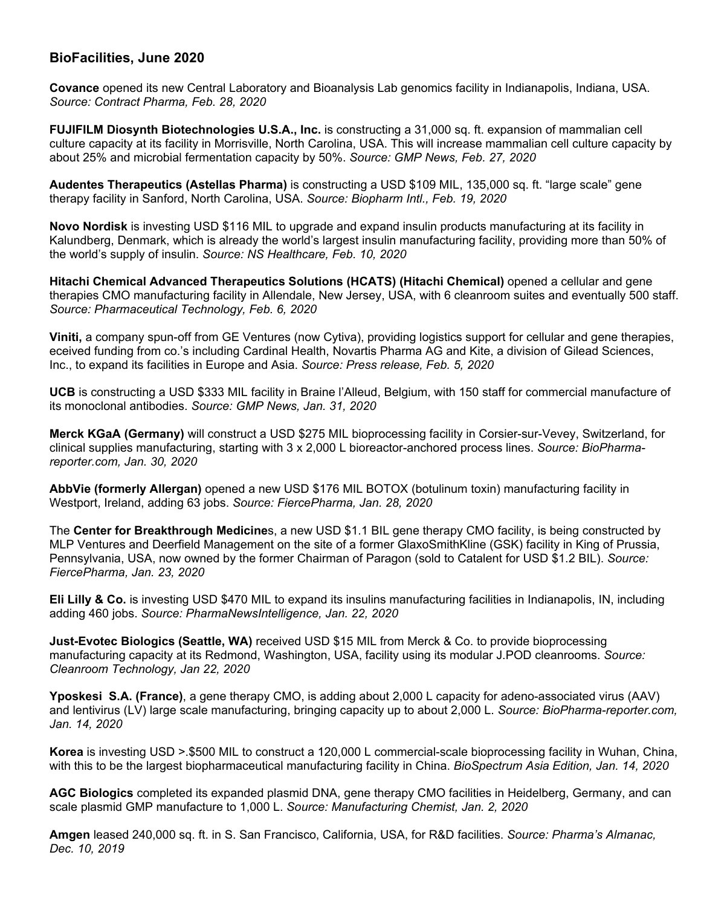## BioFacilities, June 2020

**Covance** opened its new Central Laboratory and Bioanalysis Lab genomics facility in Indianapolis, Indiana, USA. *Source: Contract Pharma, Feb. 28, 2020*

**FUJIFILM Diosynth Biotechnologies U.S.A., Inc.** is constructing a 31,000 sq. ft. expansion of mammalian cell culture capacity at its facility in Morrisville, North Carolina, USA. This will increase mammalian cell culture capacity by about 25% and microbial fermentation capacity by 50%. *Source: GMP News, Feb. 27, 2020*

**Audentes Therapeutics (Astellas Pharma)** is constructing a USD $109 MIL, 135,000 sq. ft. "large scale" gene therapy facility in Sanford, North Carolina, USA. *Source: Biopharm Intl., Feb. 19, 2020*

**Novo Nordisk** is investing USD $116 MIL to upgrade and expand insulin products manufacturing at its facility in Kalundberg, Denmark, which is already the world's largest insulin manufacturing facility, providing more than 50% of the world's supply of insulin. *Source: NS Healthcare, Feb. 10, 2020*

**Hitachi Chemical Advanced Therapeutics Solutions (HCATS) (Hitachi Chemical)** opened a cellular and gene therapies CMO manufacturing facility in Allendale, New Jersey, USA, with 6 cleanroom suites and eventually 500 staff. *Source: Pharmaceutical Technology, Feb. 6, 2020*

**Viniti,** a company spun-off from GE Ventures (now Cytiva), providing logistics support for cellular and gene therapies, eceived funding from co.'s including Cardinal Health, Novartis Pharma AG and Kite, a division of Gilead Sciences, Inc., to expand its facilities in Europe and Asia. *Source: Press release, Feb. 5, 2020*

**UCB** is constructing a USD $333 MIL facility in Braine l'Alleud, Belgium, with 150 staff for commercial manufacture of its monoclonal antibodies. *Source: GMP News, Jan. 31, 2020*

**Merck KGaA (Germany)** will construct a USD $275 MIL bioprocessing facility in Corsier-sur-Vevey, Switzerland, for clinical supplies manufacturing, starting with 3 x 2,000 L bioreactor-anchored process lines. *Source: BioPharma-reporter.com, Jan. 30, 2020*

**AbbVie (formerly Allergan)** opened a new USD $176 MIL BOTOX (botulinum toxin) manufacturing facility in Westport, Ireland, adding 63 jobs. *Source: FiercePharma, Jan. 28, 2020*

The **Center for Breakthrough Medicine**s, a new USD $1.1 BIL gene therapy CMO facility, is being constructed by MLP Ventures and Deerfield Management on the site of a former GlaxoSmithKline (GSK) facility in King of Prussia, Pennsylvania, USA, now owned by the former Chairman of Paragon (sold to Catalent for USD $1.2 BIL). *Source: FiercePharma, Jan. 23, 2020*

**Eli Lilly & Co.** is investing USD $470 MIL to expand its insulins manufacturing facilities in Indianapolis, IN, including adding 460 jobs. *Source: PharmaNewsIntelligence, Jan. 22, 2020*

**Just-Evotec Biologics (Seattle, WA)** received USD $15 MIL from Merck & Co. to provide bioprocessing manufacturing capacity at its Redmond, Washington, USA, facility using its modular J.POD cleanrooms. *Source: Cleanroom Technology, Jan 22, 2020*

**Yposkesi S.A. (France)**, a gene therapy CMO, is adding about 2,000 L capacity for adeno-associated virus (AAV) and lentivirus (LV) large scale manufacturing, bringing capacity up to about 2,000 L. *Source: BioPharma-reporter.com, Jan. 14, 2020*

**Korea** is investing USD >.$500 MIL to construct a 120,000 L commercial-scale bioprocessing facility in Wuhan, China, with this to be the largest biopharmaceutical manufacturing facility in China. *BioSpectrum Asia Edition, Jan. 14, 2020*

**AGC Biologics** completed its expanded plasmid DNA, gene therapy CMO facilities in Heidelberg, Germany, and can scale plasmid GMP manufacture to 1,000 L. *Source: Manufacturing Chemist, Jan. 2, 2020*

**Amgen** leased 240,000 sq. ft. in S. San Francisco, California, USA, for R&D facilities. *Source: Pharma's Almanac, Dec. 10, 2019*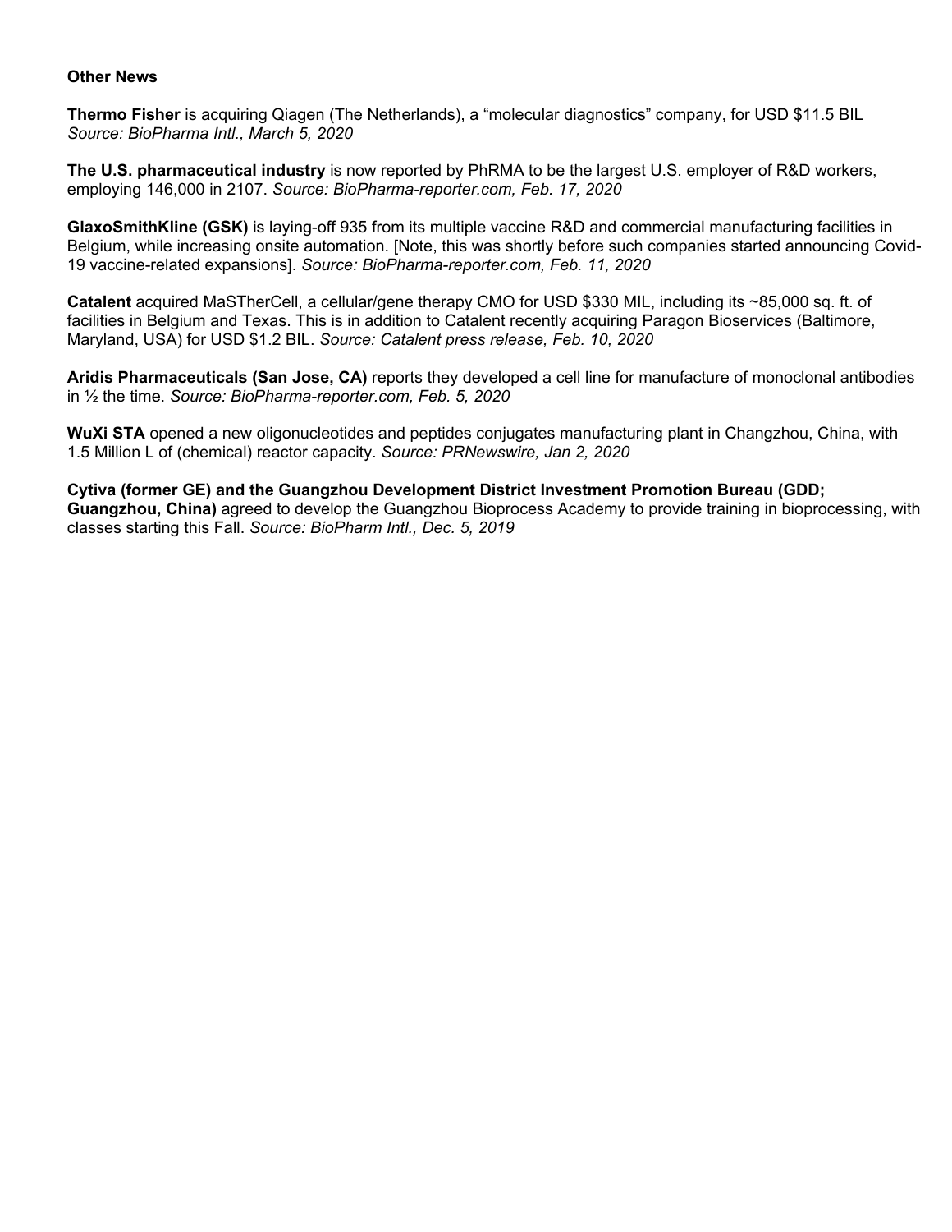**Other News**

**Thermo Fisher** is acquiring Qiagen (The Netherlands), a "molecular diagnostics" company, for USD $11.5 BIL *Source: BioPharma Intl., March 5, 2020*

**The U.S. pharmaceutical industry** is now reported by PhRMA to be the largest U.S. employer of R&D workers, employing 146,000 in 2107. *Source: BioPharma-reporter.com, Feb. 17, 2020*

**GlaxoSmithKline (GSK)** is laying-off 935 from its multiple vaccine R&D and commercial manufacturing facilities in Belgium, while increasing onsite automation. [Note, this was shortly before such companies started announcing Covid-19 vaccine-related expansions]. *Source: BioPharma-reporter.com, Feb. 11, 2020*

**Catalent** acquired MaSTherCell, a cellular/gene therapy CMO for USD $330 MIL, including its ~85,000 sq. ft. of facilities in Belgium and Texas. This is in addition to Catalent recently acquiring Paragon Bioservices (Baltimore, Maryland, USA) for USD $1.2 BIL. *Source: Catalent press release, Feb. 10, 2020*

**Aridis Pharmaceuticals (San Jose, CA)** reports they developed a cell line for manufacture of monoclonal antibodies in ½ the time. *Source: BioPharma-reporter.com, Feb. 5, 2020*

**WuXi STA** opened a new oligonucleotides and peptides conjugates manufacturing plant in Changzhou, China, with 1.5 Million L of (chemical) reactor capacity. *Source: PRNewswire, Jan 2, 2020*

**Cytiva (former GE) and the Guangzhou Development District Investment Promotion Bureau (GDD; Guangzhou, China)** agreed to develop the Guangzhou Bioprocess Academy to provide training in bioprocessing, with classes starting this Fall. *Source: BioPharm Intl., Dec. 5, 2019*